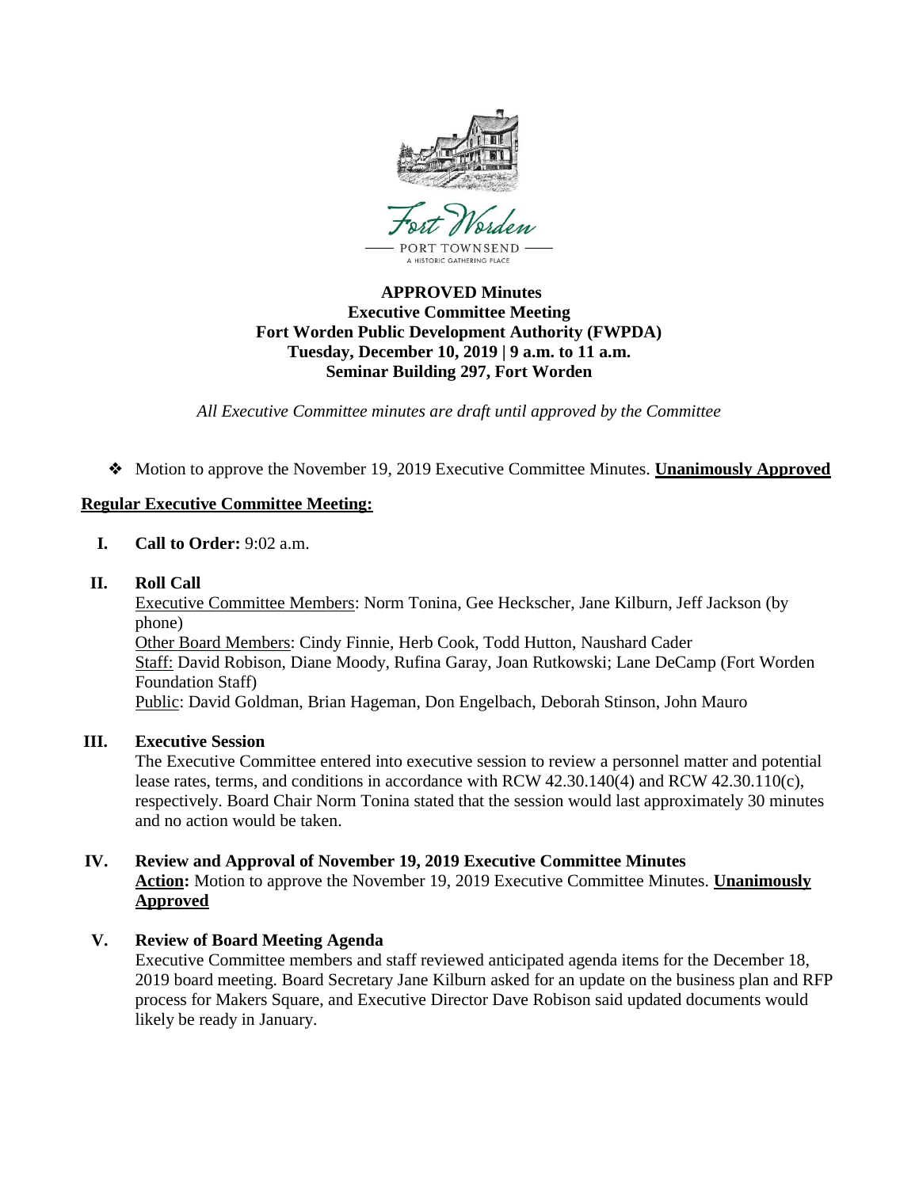Fort Worden

PORT TOWNSEND

A HISTORIC GATHERING PLACE

**APPROVED Minutes**
**Executive Committee Meeting**
**Fort Worden Public Development Authority (FWPDA)**
**Tuesday, December 10, 2019 | 9 a.m. to 11 a.m.**
**Seminar Building 297, Fort Worden**

*All Executive Committee minutes are draft until approved by the Committee*

- Motion to approve the November 19, 2019 Executive Committee Minutes. **Unanimously Approved**

**Regular Executive Committee Meeting:**

**I. Call to Order:** 9:02 a.m.

**II. Roll Call**

Executive Committee Members: Norm Tonina, Gee Heckscher, Jane Kilburn, Jeff Jackson (by phone)
Other Board Members: Cindy Finnie, Herb Cook, Todd Hutton, Naushard Cader
Staff: David Robison, Diane Moody, Rufina Garay, Joan Rutkowski; Lane DeCamp (Fort Worden Foundation Staff)
Public: David Goldman, Brian Hageman, Don Engelbach, Deborah Stinson, John Mauro

**III. Executive Session**

The Executive Committee entered into executive session to review a personnel matter and potential lease rates, terms, and conditions in accordance with RCW 42.30.140(4) and RCW 42.30.110(c), respectively. Board Chair Norm Tonina stated that the session would last approximately 30 minutes and no action would be taken.

**IV. Review and Approval of November 19, 2019 Executive Committee Minutes**

**Action:** Motion to approve the November 19, 2019 Executive Committee Minutes. **Unanimously Approved**

**V. Review of Board Meeting Agenda**

Executive Committee members and staff reviewed anticipated agenda items for the December 18, 2019 board meeting. Board Secretary Jane Kilburn asked for an update on the business plan and RFP process for Makers Square, and Executive Director Dave Robison said updated documents would likely be ready in January.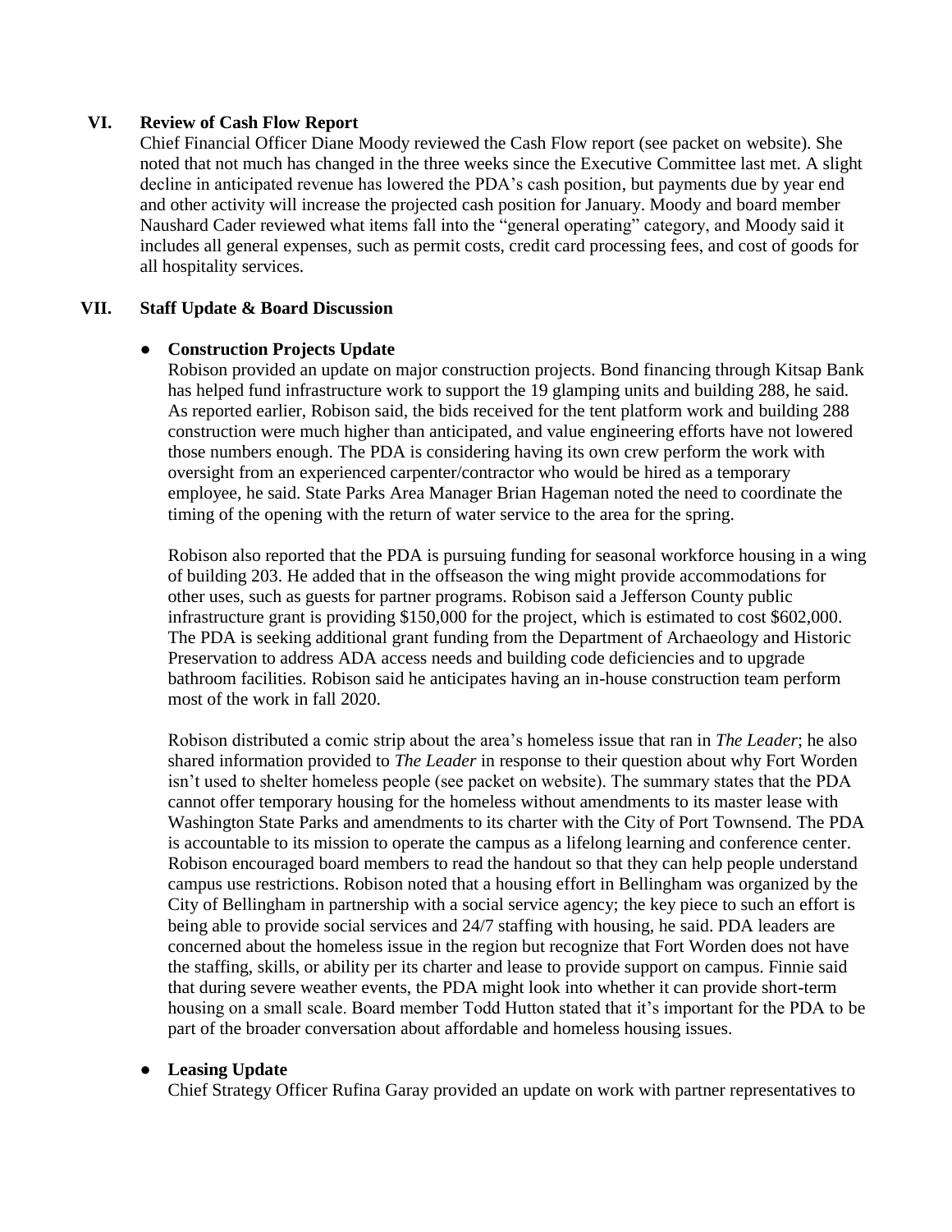## VI. Review of Cash Flow Report

Chief Financial Officer Diane Moody reviewed the Cash Flow report (see packet on website). She noted that not much has changed in the three weeks since the Executive Committee last met. A slight decline in anticipated revenue has lowered the PDA's cash position, but payments due by year end and other activity will increase the projected cash position for January. Moody and board member Naushard Cader reviewed what items fall into the "general operating" category, and Moody said it includes all general expenses, such as permit costs, credit card processing fees, and cost of goods for all hospitality services.

## VII. Staff Update & Board Discussion

- **Construction Projects Update**

  Robison provided an update on major construction projects. Bond financing through Kitsap Bank has helped fund infrastructure work to support the 19 glamping units and building 288, he said. As reported earlier, Robison said, the bids received for the tent platform work and building 288 construction were much higher than anticipated, and value engineering efforts have not lowered those numbers enough. The PDA is considering having its own crew perform the work with oversight from an experienced carpenter/contractor who would be hired as a temporary employee, he said. State Parks Area Manager Brian Hageman noted the need to coordinate the timing of the opening with the return of water service to the area for the spring.

  Robison also reported that the PDA is pursuing funding for seasonal workforce housing in a wing of building 203. He added that in the offseason the wing might provide accommodations for other uses, such as guests for partner programs. Robison said a Jefferson County public infrastructure grant is providing $150,000 for the project, which is estimated to cost $602,000. The PDA is seeking additional grant funding from the Department of Archaeology and Historic Preservation to address ADA access needs and building code deficiencies and to upgrade bathroom facilities. Robison said he anticipates having an in-house construction team perform most of the work in fall 2020.

  Robison distributed a comic strip about the area's homeless issue that ran in *The Leader*; he also shared information provided to *The Leader* in response to their question about why Fort Worden isn't used to shelter homeless people (see packet on website). The summary states that the PDA cannot offer temporary housing for the homeless without amendments to its master lease with Washington State Parks and amendments to its charter with the City of Port Townsend. The PDA is accountable to its mission to operate the campus as a lifelong learning and conference center. Robison encouraged board members to read the handout so that they can help people understand campus use restrictions. Robison noted that a housing effort in Bellingham was organized by the City of Bellingham in partnership with a social service agency; the key piece to such an effort is being able to provide social services and 24/7 staffing with housing, he said. PDA leaders are concerned about the homeless issue in the region but recognize that Fort Worden does not have the staffing, skills, or ability per its charter and lease to provide support on campus. Finnie said that during severe weather events, the PDA might look into whether it can provide short-term housing on a small scale. Board member Todd Hutton stated that it's important for the PDA to be part of the broader conversation about affordable and homeless housing issues.

- **Leasing Update**

  Chief Strategy Officer Rufina Garay provided an update on work with partner representatives to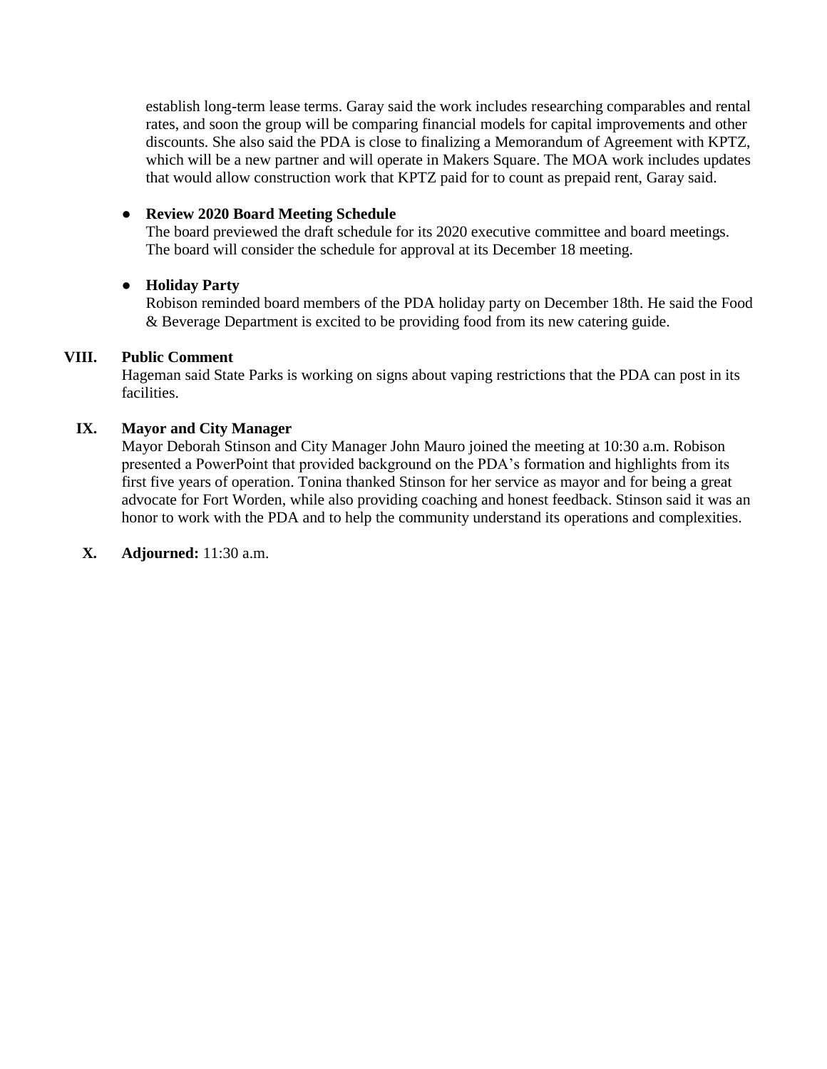establish long-term lease terms. Garay said the work includes researching comparables and rental rates, and soon the group will be comparing financial models for capital improvements and other discounts. She also said the PDA is close to finalizing a Memorandum of Agreement with KPTZ, which will be a new partner and will operate in Makers Square. The MOA work includes updates that would allow construction work that KPTZ paid for to count as prepaid rent, Garay said.

- **Review 2020 Board Meeting Schedule**
  The board previewed the draft schedule for its 2020 executive committee and board meetings. The board will consider the schedule for approval at its December 18 meeting.

- **Holiday Party**
  Robison reminded board members of the PDA holiday party on December 18th. He said the Food & Beverage Department is excited to be providing food from its new catering guide.

**VIII. Public Comment**
Hageman said State Parks is working on signs about vaping restrictions that the PDA can post in its facilities.

**IX. Mayor and City Manager**
Mayor Deborah Stinson and City Manager John Mauro joined the meeting at 10:30 a.m. Robison presented a PowerPoint that provided background on the PDA's formation and highlights from its first five years of operation. Tonina thanked Stinson for her service as mayor and for being a great advocate for Fort Worden, while also providing coaching and honest feedback. Stinson said it was an honor to work with the PDA and to help the community understand its operations and complexities.

**X. Adjourned:** 11:30 a.m.